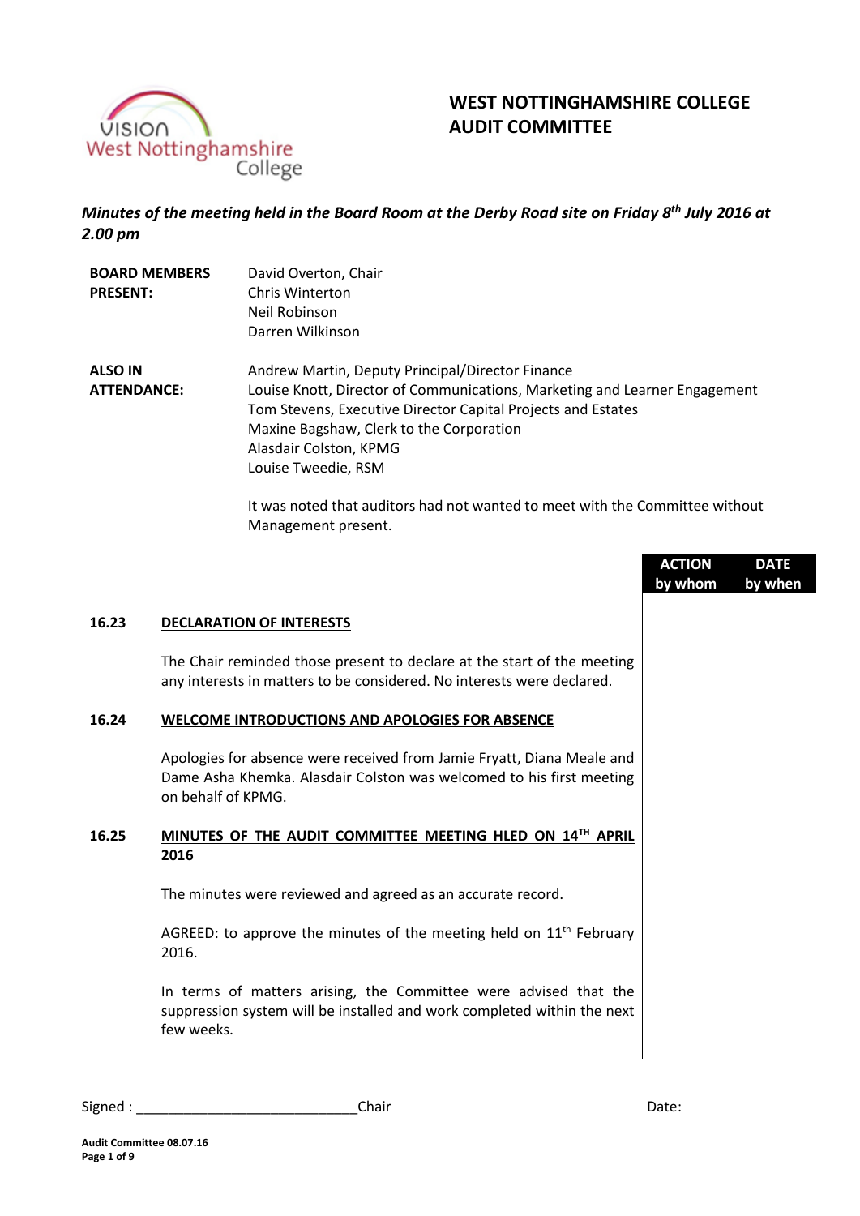# WEST NOTTINGHAMSHIRE COLLEGE AUDIT COMMITTEE

***Minutes of the meeting held in the Board Room at the Derby Road site on Friday 8th July 2016 at 2.00 pm***

| | |
|---|---|
| **BOARD MEMBERS PRESENT:** | David Overton, Chair<br>Chris Winterton<br>Neil Robinson<br>Darren Wilkinson |
| **ALSO IN ATTENDANCE:** | Andrew Martin, Deputy Principal/Director Finance<br>Louise Knott, Director of Communications, Marketing and Learner Engagement<br>Tom Stevens, Executive Director Capital Projects and Estates<br>Maxine Bagshaw, Clerk to the Corporation<br>Alasdair Colston, KPMG<br>Louise Tweedie, RSM |

It was noted that auditors had not wanted to meet with the Committee without Management present.

| | | ACTION by whom | DATE by when |
|---|---|---|---|
| **16.23** | **DECLARATION OF INTERESTS** | | |
| | The Chair reminded those present to declare at the start of the meeting any interests in matters to be considered. No interests were declared. | | |
| **16.24** | **WELCOME INTRODUCTIONS AND APOLOGIES FOR ABSENCE** | | |
| | Apologies for absence were received from Jamie Fryatt, Diana Meale and Dame Asha Khemka. Alasdair Colston was welcomed to his first meeting on behalf of KPMG. | | |
| **16.25** | **MINUTES OF THE AUDIT COMMITTEE MEETING HLED ON 14TH APRIL 2016** | | |
| | The minutes were reviewed and agreed as an accurate record. | | |
| | AGREED: to approve the minutes of the meeting held on 11th February 2016. | | |
| | In terms of matters arising, the Committee were advised that the suppression system will be installed and work completed within the next few weeks. | | |

Signed : ____________________________Chair Date: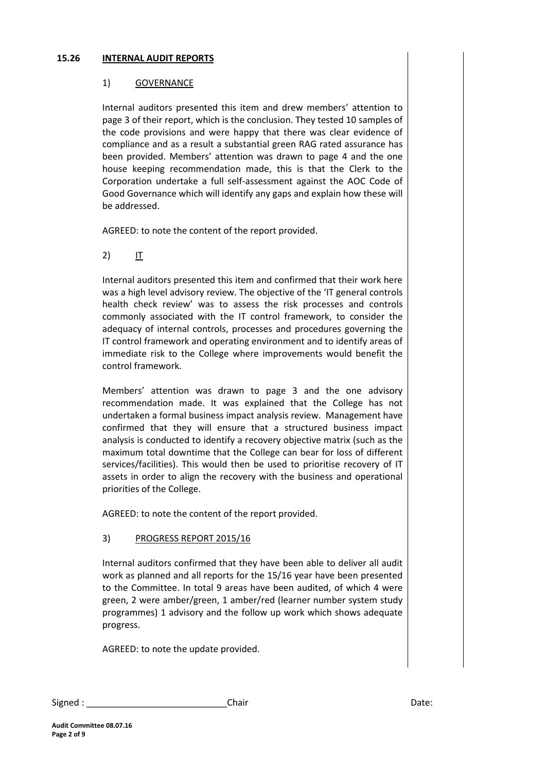## 15.26 INTERNAL AUDIT REPORTS

### 1) GOVERNANCE

Internal auditors presented this item and drew members' attention to page 3 of their report, which is the conclusion. They tested 10 samples of the code provisions and were happy that there was clear evidence of compliance and as a result a substantial green RAG rated assurance has been provided. Members' attention was drawn to page 4 and the one house keeping recommendation made, this is that the Clerk to the Corporation undertake a full self-assessment against the AOC Code of Good Governance which will identify any gaps and explain how these will be addressed.

AGREED: to note the content of the report provided.

### 2) IT

Internal auditors presented this item and confirmed that their work here was a high level advisory review. The objective of the 'IT general controls health check review' was to assess the risk processes and controls commonly associated with the IT control framework, to consider the adequacy of internal controls, processes and procedures governing the IT control framework and operating environment and to identify areas of immediate risk to the College where improvements would benefit the control framework.

Members' attention was drawn to page 3 and the one advisory recommendation made. It was explained that the College has not undertaken a formal business impact analysis review. Management have confirmed that they will ensure that a structured business impact analysis is conducted to identify a recovery objective matrix (such as the maximum total downtime that the College can bear for loss of different services/facilities). This would then be used to prioritise recovery of IT assets in order to align the recovery with the business and operational priorities of the College.

AGREED: to note the content of the report provided.

### 3) PROGRESS REPORT 2015/16

Internal auditors confirmed that they have been able to deliver all audit work as planned and all reports for the 15/16 year have been presented to the Committee. In total 9 areas have been audited, of which 4 were green, 2 were amber/green, 1 amber/red (learner number system study programmes) 1 advisory and the follow up work which shows adequate progress.

AGREED: to note the update provided.

Signed : ____________________________ Chair Date: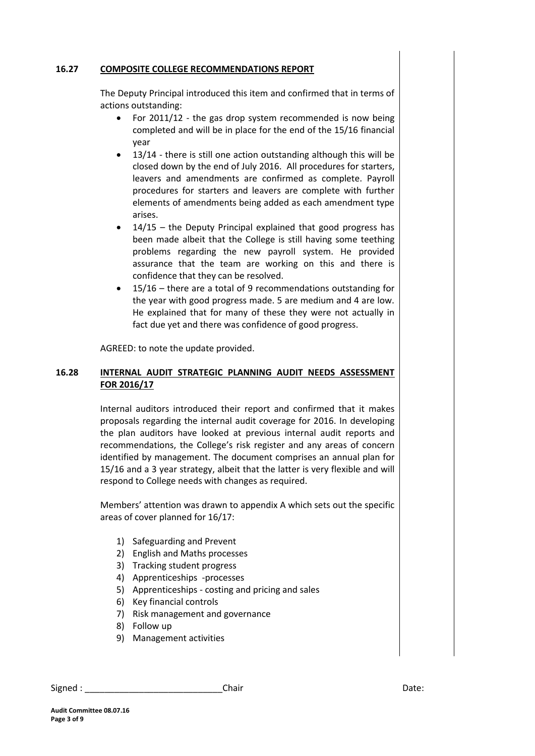## 16.27 COMPOSITE COLLEGE RECOMMENDATIONS REPORT

The Deputy Principal introduced this item and confirmed that in terms of actions outstanding:

- For 2011/12 - the gas drop system recommended is now being completed and will be in place for the end of the 15/16 financial year
- 13/14 - there is still one action outstanding although this will be closed down by the end of July 2016. All procedures for starters, leavers and amendments are confirmed as complete. Payroll procedures for starters and leavers are complete with further elements of amendments being added as each amendment type arises.
- 14/15 – the Deputy Principal explained that good progress has been made albeit that the College is still having some teething problems regarding the new payroll system. He provided assurance that the team are working on this and there is confidence that they can be resolved.
- 15/16 – there are a total of 9 recommendations outstanding for the year with good progress made. 5 are medium and 4 are low. He explained that for many of these they were not actually in fact due yet and there was confidence of good progress.

AGREED: to note the update provided.

## 16.28 INTERNAL AUDIT STRATEGIC PLANNING AUDIT NEEDS ASSESSMENT FOR 2016/17

Internal auditors introduced their report and confirmed that it makes proposals regarding the internal audit coverage for 2016. In developing the plan auditors have looked at previous internal audit reports and recommendations, the College's risk register and any areas of concern identified by management. The document comprises an annual plan for 15/16 and a 3 year strategy, albeit that the latter is very flexible and will respond to College needs with changes as required.

Members' attention was drawn to appendix A which sets out the specific areas of cover planned for 16/17:

1) Safeguarding and Prevent
2) English and Maths processes
3) Tracking student progress
4) Apprenticeships -processes
5) Apprenticeships - costing and pricing and sales
6) Key financial controls
7) Risk management and governance
8) Follow up
9) Management activities

Signed : ____________________________Chair Date: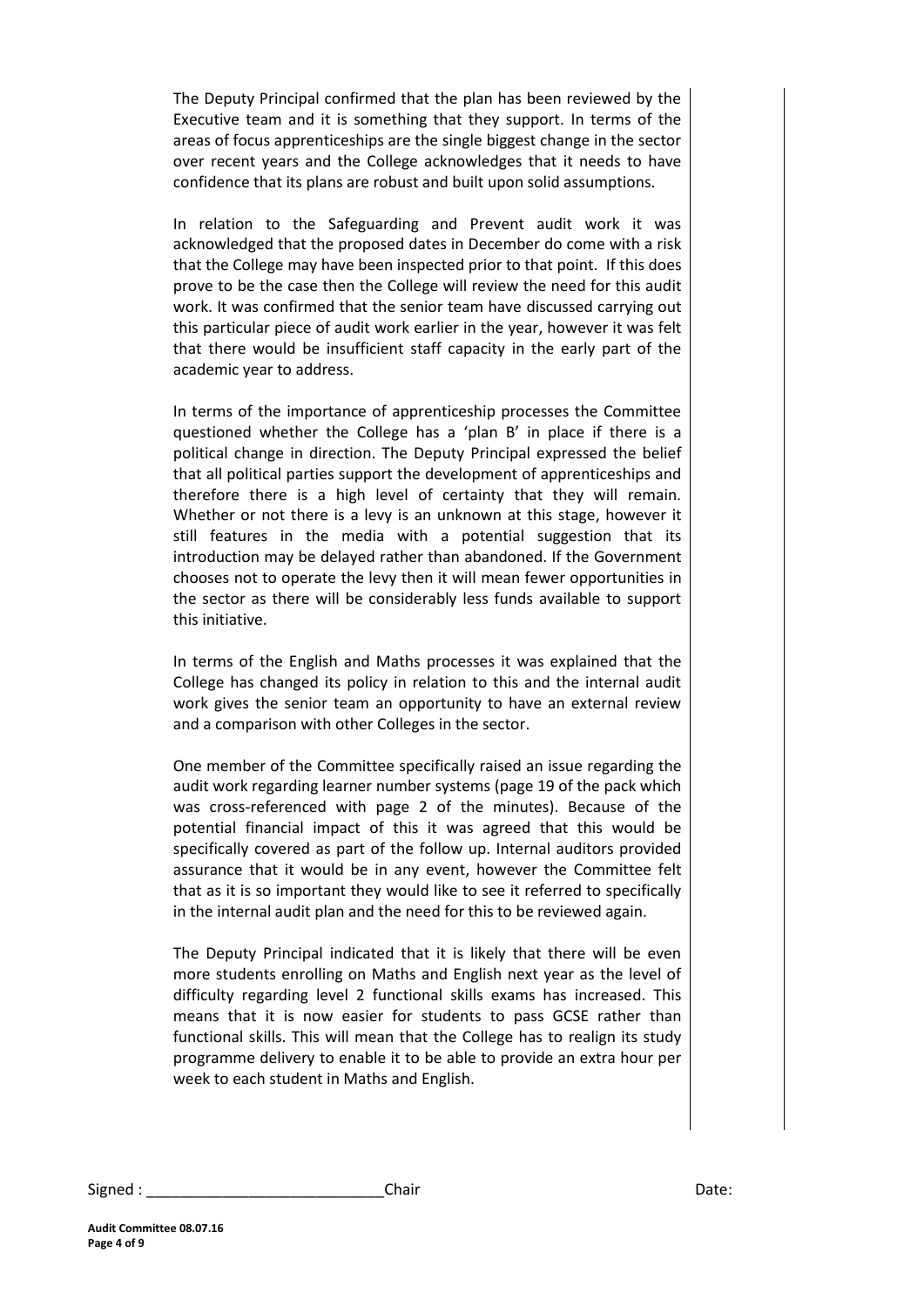The Deputy Principal confirmed that the plan has been reviewed by the Executive team and it is something that they support. In terms of the areas of focus apprenticeships are the single biggest change in the sector over recent years and the College acknowledges that it needs to have confidence that its plans are robust and built upon solid assumptions.

In relation to the Safeguarding and Prevent audit work it was acknowledged that the proposed dates in December do come with a risk that the College may have been inspected prior to that point. If this does prove to be the case then the College will review the need for this audit work. It was confirmed that the senior team have discussed carrying out this particular piece of audit work earlier in the year, however it was felt that there would be insufficient staff capacity in the early part of the academic year to address.

In terms of the importance of apprenticeship processes the Committee questioned whether the College has a 'plan B' in place if there is a political change in direction. The Deputy Principal expressed the belief that all political parties support the development of apprenticeships and therefore there is a high level of certainty that they will remain. Whether or not there is a levy is an unknown at this stage, however it still features in the media with a potential suggestion that its introduction may be delayed rather than abandoned. If the Government chooses not to operate the levy then it will mean fewer opportunities in the sector as there will be considerably less funds available to support this initiative.

In terms of the English and Maths processes it was explained that the College has changed its policy in relation to this and the internal audit work gives the senior team an opportunity to have an external review and a comparison with other Colleges in the sector.

One member of the Committee specifically raised an issue regarding the audit work regarding learner number systems (page 19 of the pack which was cross-referenced with page 2 of the minutes). Because of the potential financial impact of this it was agreed that this would be specifically covered as part of the follow up. Internal auditors provided assurance that it would be in any event, however the Committee felt that as it is so important they would like to see it referred to specifically in the internal audit plan and the need for this to be reviewed again.

The Deputy Principal indicated that it is likely that there will be even more students enrolling on Maths and English next year as the level of difficulty regarding level 2 functional skills exams has increased. This means that it is now easier for students to pass GCSE rather than functional skills. This will mean that the College has to realign its study programme delivery to enable it to be able to provide an extra hour per week to each student in Maths and English.

Signed : ____________________________Chair Date: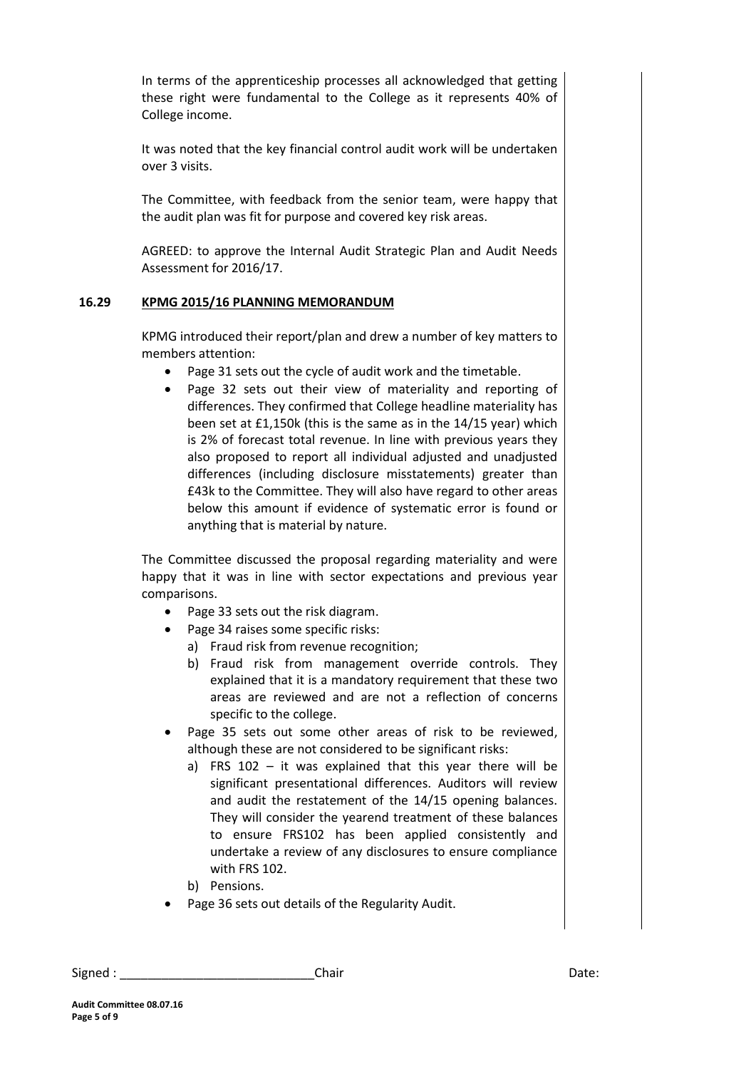In terms of the apprenticeship processes all acknowledged that getting these right were fundamental to the College as it represents 40% of College income.

It was noted that the key financial control audit work will be undertaken over 3 visits.

The Committee, with feedback from the senior team, were happy that the audit plan was fit for purpose and covered key risk areas.

AGREED: to approve the Internal Audit Strategic Plan and Audit Needs Assessment for 2016/17.

**16.29 KPMG 2015/16 PLANNING MEMORANDUM**

KPMG introduced their report/plan and drew a number of key matters to members attention:

- Page 31 sets out the cycle of audit work and the timetable.
- Page 32 sets out their view of materiality and reporting of differences. They confirmed that College headline materiality has been set at £1,150k (this is the same as in the 14/15 year) which is 2% of forecast total revenue. In line with previous years they also proposed to report all individual adjusted and unadjusted differences (including disclosure misstatements) greater than £43k to the Committee. They will also have regard to other areas below this amount if evidence of systematic error is found or anything that is material by nature.

The Committee discussed the proposal regarding materiality and were happy that it was in line with sector expectations and previous year comparisons.

- Page 33 sets out the risk diagram.
- Page 34 raises some specific risks:
  a) Fraud risk from revenue recognition;
  b) Fraud risk from management override controls. They explained that it is a mandatory requirement that these two areas are reviewed and are not a reflection of concerns specific to the college.
- Page 35 sets out some other areas of risk to be reviewed, although these are not considered to be significant risks:
  a) FRS 102 – it was explained that this year there will be significant presentational differences. Auditors will review and audit the restatement of the 14/15 opening balances. They will consider the yearend treatment of these balances to ensure FRS102 has been applied consistently and undertake a review of any disclosures to ensure compliance with FRS 102.
  b) Pensions.
- Page 36 sets out details of the Regularity Audit.

Signed : ____________________________Chair Date: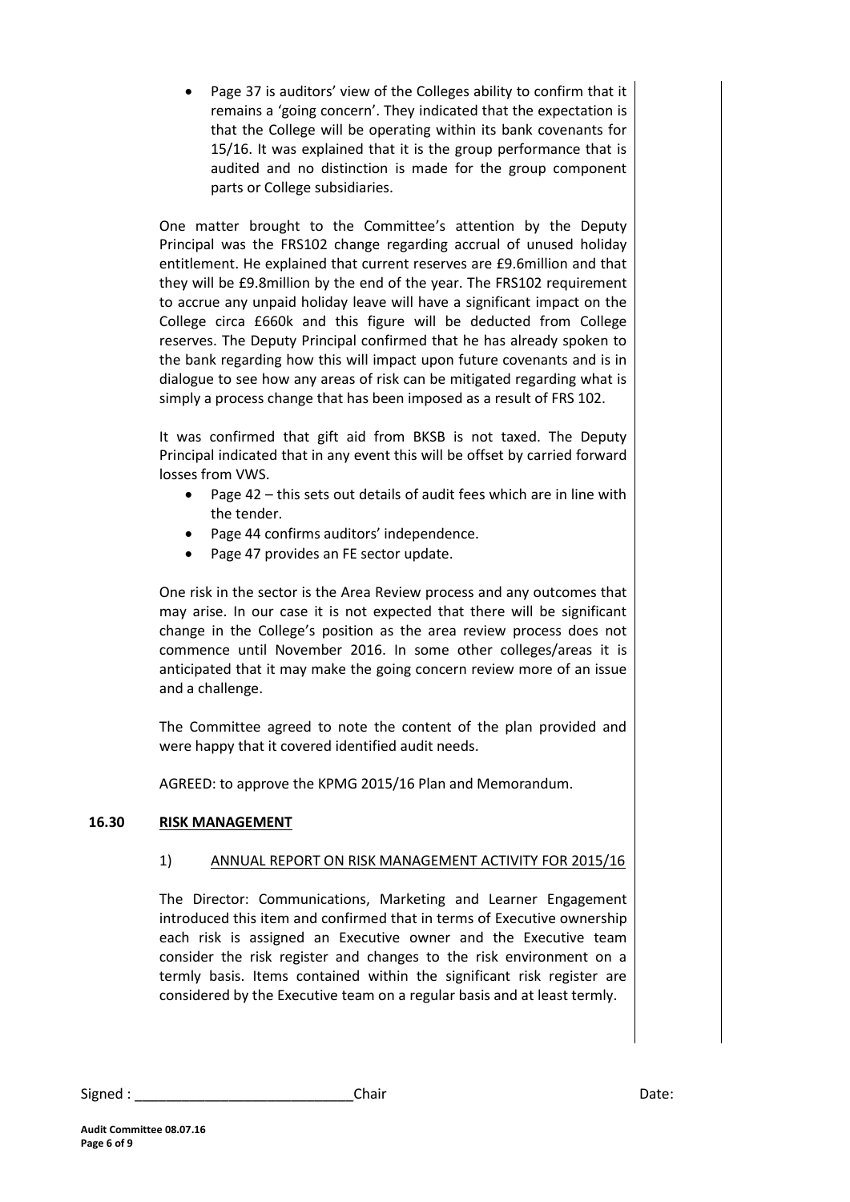- Page 37 is auditors' view of the Colleges ability to confirm that it remains a 'going concern'. They indicated that the expectation is that the College will be operating within its bank covenants for 15/16. It was explained that it is the group performance that is audited and no distinction is made for the group component parts or College subsidiaries.

One matter brought to the Committee's attention by the Deputy Principal was the FRS102 change regarding accrual of unused holiday entitlement. He explained that current reserves are £9.6million and that they will be £9.8million by the end of the year. The FRS102 requirement to accrue any unpaid holiday leave will have a significant impact on the College circa £660k and this figure will be deducted from College reserves. The Deputy Principal confirmed that he has already spoken to the bank regarding how this will impact upon future covenants and is in dialogue to see how any areas of risk can be mitigated regarding what is simply a process change that has been imposed as a result of FRS 102.

It was confirmed that gift aid from BKSB is not taxed. The Deputy Principal indicated that in any event this will be offset by carried forward losses from VWS.

- Page 42 – this sets out details of audit fees which are in line with the tender.
- Page 44 confirms auditors' independence.
- Page 47 provides an FE sector update.

One risk in the sector is the Area Review process and any outcomes that may arise. In our case it is not expected that there will be significant change in the College's position as the area review process does not commence until November 2016. In some other colleges/areas it is anticipated that it may make the going concern review more of an issue and a challenge.

The Committee agreed to note the content of the plan provided and were happy that it covered identified audit needs.

AGREED: to approve the KPMG 2015/16 Plan and Memorandum.

**16.30 RISK MANAGEMENT**

1) ANNUAL REPORT ON RISK MANAGEMENT ACTIVITY FOR 2015/16

The Director: Communications, Marketing and Learner Engagement introduced this item and confirmed that in terms of Executive ownership each risk is assigned an Executive owner and the Executive team consider the risk register and changes to the risk environment on a termly basis. Items contained within the significant risk register are considered by the Executive team on a regular basis and at least termly.

Signed : ____________________________ Chair Date: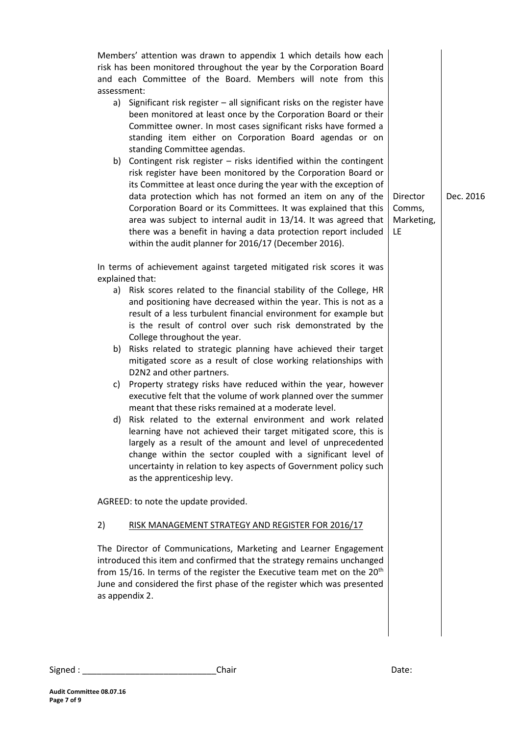| | | |
|---|---|---|
| Members' attention was drawn to appendix 1 which details how each risk has been monitored throughout the year by the Corporation Board and each Committee of the Board. Members will note from this assessment:<br><br>a) Significant risk register – all significant risks on the register have been monitored at least once by the Corporation Board or their Committee owner. In most cases significant risks have formed a standing item either on Corporation Board agendas or on standing Committee agendas.<br><br>b) Contingent risk register – risks identified within the contingent risk register have been monitored by the Corporation Board or its Committee at least once during the year with the exception of data protection which has not formed an item on any of the Corporation Board or its Committees. It was explained that this area was subject to internal audit in 13/14. It was agreed that there was a benefit in having a data protection report included within the audit planner for 2016/17 (December 2016). | Director Comms, Marketing, LE | Dec. 2016 |
| In terms of achievement against targeted mitigated risk scores it was explained that:<br><br>a) Risk scores related to the financial stability of the College, HR and positioning have decreased within the year. This is not as a result of a less turbulent financial environment for example but is the result of control over such risk demonstrated by the College throughout the year.<br><br>b) Risks related to strategic planning have achieved their target mitigated score as a result of close working relationships with D2N2 and other partners.<br><br>c) Property strategy risks have reduced within the year, however executive felt that the volume of work planned over the summer meant that these risks remained at a moderate level.<br><br>d) Risk related to the external environment and work related learning have not achieved their target mitigated score, this is largely as a result of the amount and level of unprecedented change within the sector coupled with a significant level of uncertainty in relation to key aspects of Government policy such as the apprenticeship levy.<br><br>AGREED: to note the update provided. | | |
| 2) <u>RISK MANAGEMENT STRATEGY AND REGISTER FOR 2016/17</u><br><br>The Director of Communications, Marketing and Learner Engagement introduced this item and confirmed that the strategy remains unchanged from 15/16. In terms of the register the Executive team met on the 20th June and considered the first phase of the register which was presented as appendix 2. | | |

Signed : ____________________________ Chair    Date: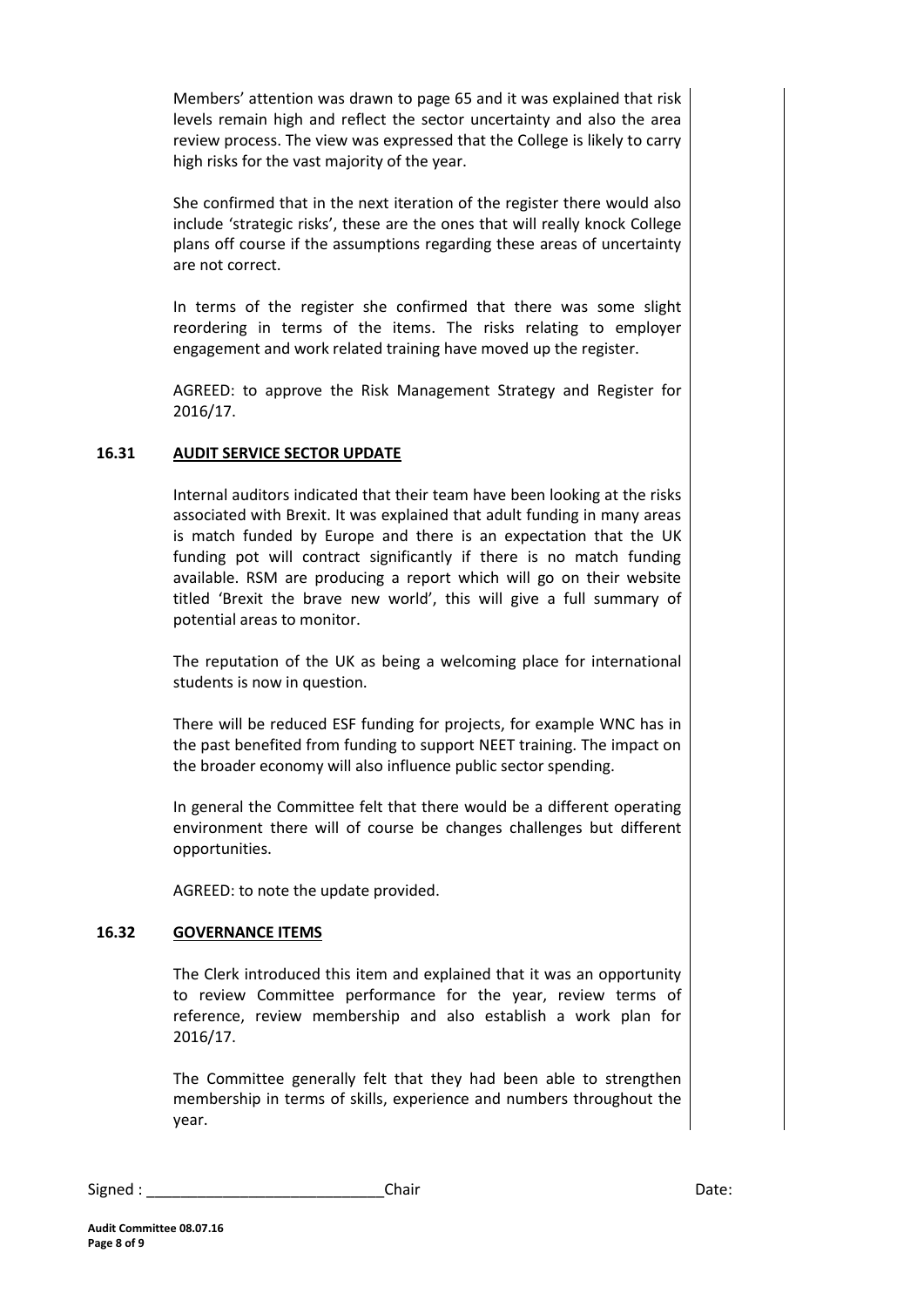Members' attention was drawn to page 65 and it was explained that risk levels remain high and reflect the sector uncertainty and also the area review process. The view was expressed that the College is likely to carry high risks for the vast majority of the year.

She confirmed that in the next iteration of the register there would also include 'strategic risks', these are the ones that will really knock College plans off course if the assumptions regarding these areas of uncertainty are not correct.

In terms of the register she confirmed that there was some slight reordering in terms of the items. The risks relating to employer engagement and work related training have moved up the register.

AGREED: to approve the Risk Management Strategy and Register for 2016/17.

**16.31 AUDIT SERVICE SECTOR UPDATE**

Internal auditors indicated that their team have been looking at the risks associated with Brexit. It was explained that adult funding in many areas is match funded by Europe and there is an expectation that the UK funding pot will contract significantly if there is no match funding available. RSM are producing a report which will go on their website titled 'Brexit the brave new world', this will give a full summary of potential areas to monitor.

The reputation of the UK as being a welcoming place for international students is now in question.

There will be reduced ESF funding for projects, for example WNC has in the past benefited from funding to support NEET training. The impact on the broader economy will also influence public sector spending.

In general the Committee felt that there would be a different operating environment there will of course be changes challenges but different opportunities.

AGREED: to note the update provided.

**16.32 GOVERNANCE ITEMS**

The Clerk introduced this item and explained that it was an opportunity to review Committee performance for the year, review terms of reference, review membership and also establish a work plan for 2016/17.

The Committee generally felt that they had been able to strengthen membership in terms of skills, experience and numbers throughout the year.

Signed : ____________________________Chair Date: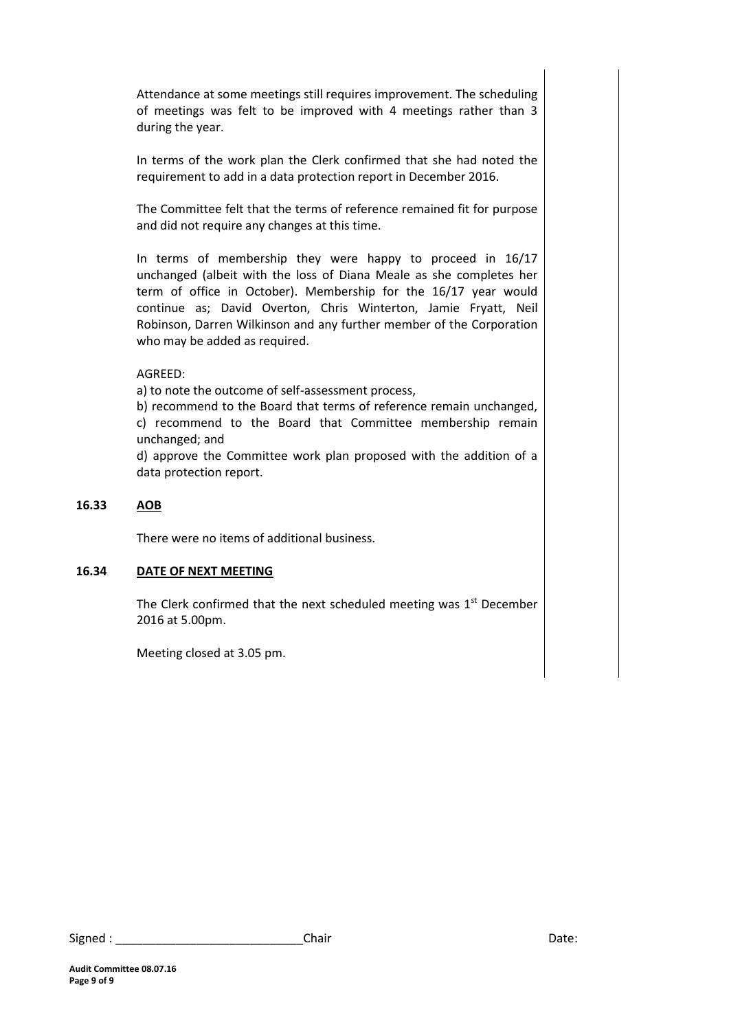Attendance at some meetings still requires improvement. The scheduling of meetings was felt to be improved with 4 meetings rather than 3 during the year.

In terms of the work plan the Clerk confirmed that she had noted the requirement to add in a data protection report in December 2016.

The Committee felt that the terms of reference remained fit for purpose and did not require any changes at this time.

In terms of membership they were happy to proceed in 16/17 unchanged (albeit with the loss of Diana Meale as she completes her term of office in October). Membership for the 16/17 year would continue as; David Overton, Chris Winterton, Jamie Fryatt, Neil Robinson, Darren Wilkinson and any further member of the Corporation who may be added as required.

AGREED:
a) to note the outcome of self-assessment process,
b) recommend to the Board that terms of reference remain unchanged,
c) recommend to the Board that Committee membership remain unchanged; and
d) approve the Committee work plan proposed with the addition of a data protection report.

**16.33 AOB**

There were no items of additional business.

**16.34 DATE OF NEXT MEETING**

The Clerk confirmed that the next scheduled meeting was 1st December 2016 at 5.00pm.

Meeting closed at 3.05 pm.

Signed : ____________________________Chair Date: